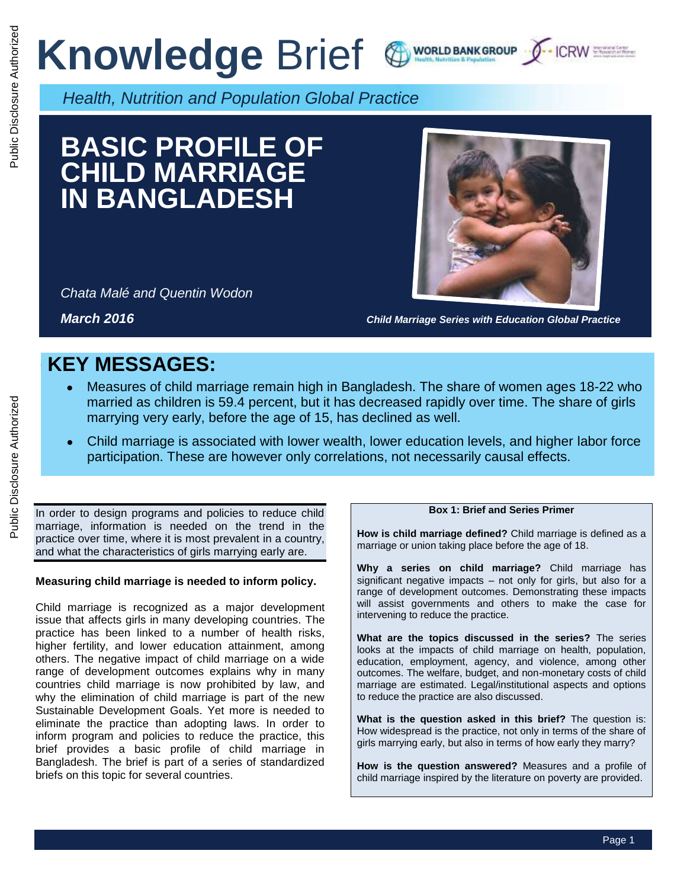# Knowledge Brief

*Health, Nutrition and Population Global Practice*

# BASIC PROFILE OF CHILD MARRIAGE IN BANGLADESH

*Chata Malé and Quentin Wodon*

***March 2016***

***Child Marriage Series with Education Global Practice***

## KEY MESSAGES:

- Measures of child marriage remain high in Bangladesh. The share of women ages 18-22 who married as children is 59.4 percent, but it has decreased rapidly over time. The share of girls marrying very early, before the age of 15, has declined as well.
- Child marriage is associated with lower wealth, lower education levels, and higher labor force participation. These are however only correlations, not necessarily causal effects.

In order to design programs and policies to reduce child marriage, information is needed on the trend in the practice over time, where it is most prevalent in a country, and what the characteristics of girls marrying early are.

**Measuring child marriage is needed to inform policy.**

Child marriage is recognized as a major development issue that affects girls in many developing countries. The practice has been linked to a number of health risks, higher fertility, and lower education attainment, among others. The negative impact of child marriage on a wide range of development outcomes explains why in many countries child marriage is now prohibited by law, and why the elimination of child marriage is part of the new Sustainable Development Goals. Yet more is needed to eliminate the practice than adopting laws. In order to inform program and policies to reduce the practice, this brief provides a basic profile of child marriage in Bangladesh. The brief is part of a series of standardized briefs on this topic for several countries.

**Box 1: Brief and Series Primer**

**How is child marriage defined?** Child marriage is defined as a marriage or union taking place before the age of 18.

**Why a series on child marriage?** Child marriage has significant negative impacts – not only for girls, but also for a range of development outcomes. Demonstrating these impacts will assist governments and others to make the case for intervening to reduce the practice.

**What are the topics discussed in the series?** The series looks at the impacts of child marriage on health, population, education, employment, agency, and violence, among other outcomes. The welfare, budget, and non-monetary costs of child marriage are estimated. Legal/institutional aspects and options to reduce the practice are also discussed.

**What is the question asked in this brief?** The question is: How widespread is the practice, not only in terms of the share of girls marrying early, but also in terms of how early they marry?

**How is the question answered?** Measures and a profile of child marriage inspired by the literature on poverty are provided.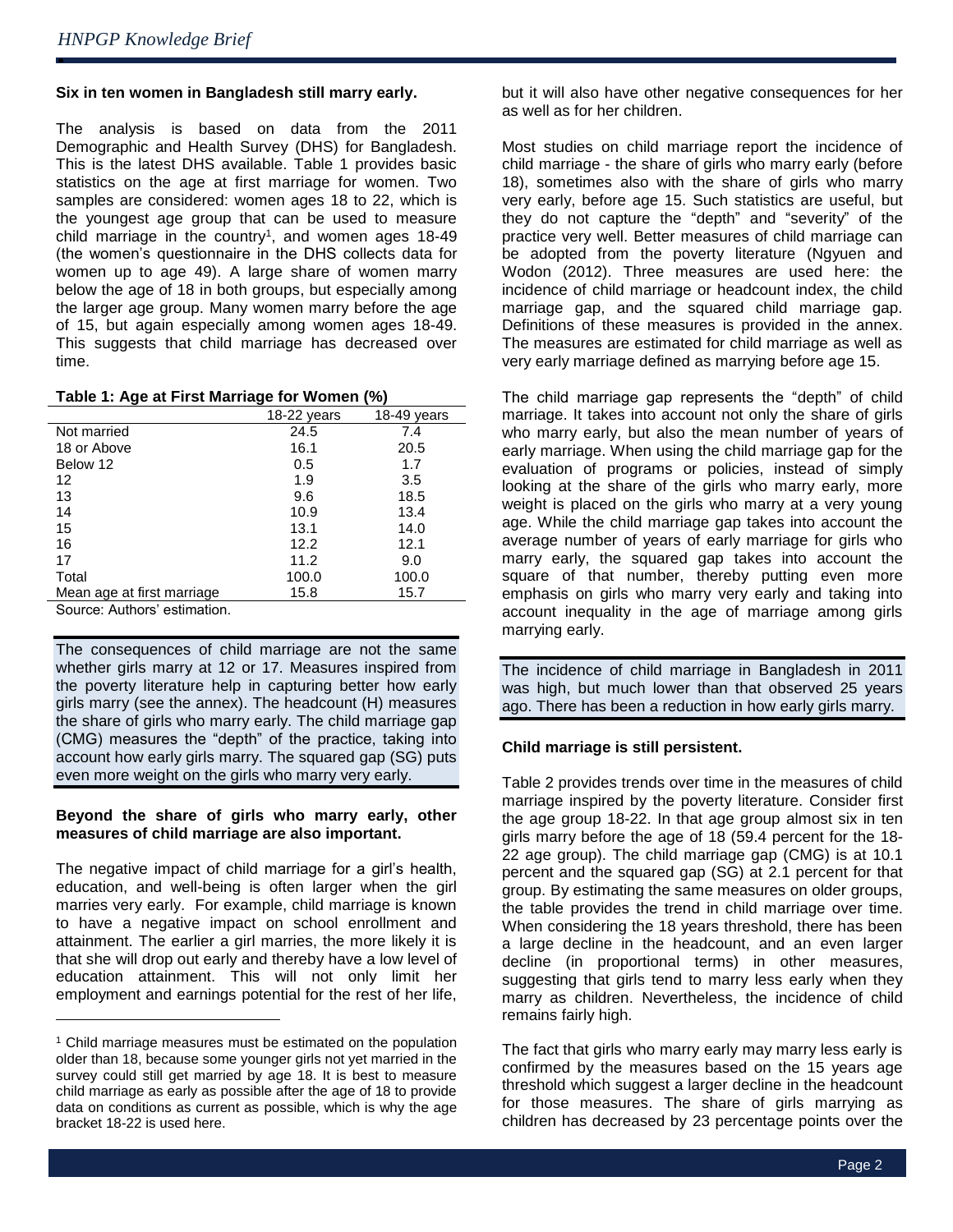**Six in ten women in Bangladesh still marry early.**

The analysis is based on data from the 2011 Demographic and Health Survey (DHS) for Bangladesh. This is the latest DHS available. Table 1 provides basic statistics on the age at first marriage for women. Two samples are considered: women ages 18 to 22, which is the youngest age group that can be used to measure child marriage in the country[1], and women ages 18-49 (the women's questionnaire in the DHS collects data for women up to age 49). A large share of women marry below the age of 18 in both groups, but especially among the larger age group. Many women marry before the age of 15, but again especially among women ages 18-49. This suggests that child marriage has decreased over time.

**Table 1: Age at First Marriage for Women (%)**

| | 18-22 years | 18-49 years |
|---|---|---|
| Not married | 24.5 | 7.4 |
| 18 or Above | 16.1 | 20.5 |
| Below 12 | 0.5 | 1.7 |
| 12 | 1.9 | 3.5 |
| 13 | 9.6 | 18.5 |
| 14 | 10.9 | 13.4 |
| 15 | 13.1 | 14.0 |
| 16 | 12.2 | 12.1 |
| 17 | 11.2 | 9.0 |
| Total | 100.0 | 100.0 |
| Mean age at first marriage | 15.8 | 15.7 |

Source: Authors' estimation.

The consequences of child marriage are not the same whether girls marry at 12 or 17. Measures inspired from the poverty literature help in capturing better how early girls marry (see the annex). The headcount (H) measures the share of girls who marry early. The child marriage gap (CMG) measures the "depth" of the practice, taking into account how early girls marry. The squared gap (SG) puts even more weight on the girls who marry very early.

**Beyond the share of girls who marry early, other measures of child marriage are also important.**

The negative impact of child marriage for a girl's health, education, and well-being is often larger when the girl marries very early. For example, child marriage is known to have a negative impact on school enrollment and attainment. The earlier a girl marries, the more likely it is that she will drop out early and thereby have a low level of education attainment. This will not only limit her employment and earnings potential for the rest of her life, but it will also have other negative consequences for her as well as for her children.

Most studies on child marriage report the incidence of child marriage - the share of girls who marry early (before 18), sometimes also with the share of girls who marry very early, before age 15. Such statistics are useful, but they do not capture the "depth" and "severity" of the practice very well. Better measures of child marriage can be adopted from the poverty literature (Ngyuen and Wodon (2012). Three measures are used here: the incidence of child marriage or headcount index, the child marriage gap, and the squared child marriage gap. Definitions of these measures is provided in the annex. The measures are estimated for child marriage as well as very early marriage defined as marrying before age 15.

The child marriage gap represents the "depth" of child marriage. It takes into account not only the share of girls who marry early, but also the mean number of years of early marriage. When using the child marriage gap for the evaluation of programs or policies, instead of simply looking at the share of the girls who marry early, more weight is placed on the girls who marry at a very young age. While the child marriage gap takes into account the average number of years of early marriage for girls who marry early, the squared gap takes into account the square of that number, thereby putting even more emphasis on girls who marry very early and taking into account inequality in the age of marriage among girls marrying early.

The incidence of child marriage in Bangladesh in 2011 was high, but much lower than that observed 25 years ago. There has been a reduction in how early girls marry.

**Child marriage is still persistent.**

Table 2 provides trends over time in the measures of child marriage inspired by the poverty literature. Consider first the age group 18-22. In that age group almost six in ten girls marry before the age of 18 (59.4 percent for the 18-22 age group). The child marriage gap (CMG) is at 10.1 percent and the squared gap (SG) at 2.1 percent for that group. By estimating the same measures on older groups, the table provides the trend in child marriage over time. When considering the 18 years threshold, there has been a large decline in the headcount, and an even larger decline (in proportional terms) in other measures, suggesting that girls tend to marry less early when they marry as children. Nevertheless, the incidence of child remains fairly high.

The fact that girls who marry early may marry less early is confirmed by the measures based on the 15 years age threshold which suggest a larger decline in the headcount for those measures. The share of girls marrying as children has decreased by 23 percentage points over the

---

[1] Child marriage measures must be estimated on the population older than 18, because some younger girls not yet married in the survey could still get married by age 18. It is best to measure child marriage as early as possible after the age of 18 to provide data on conditions as current as possible, which is why the age bracket 18-22 is used here.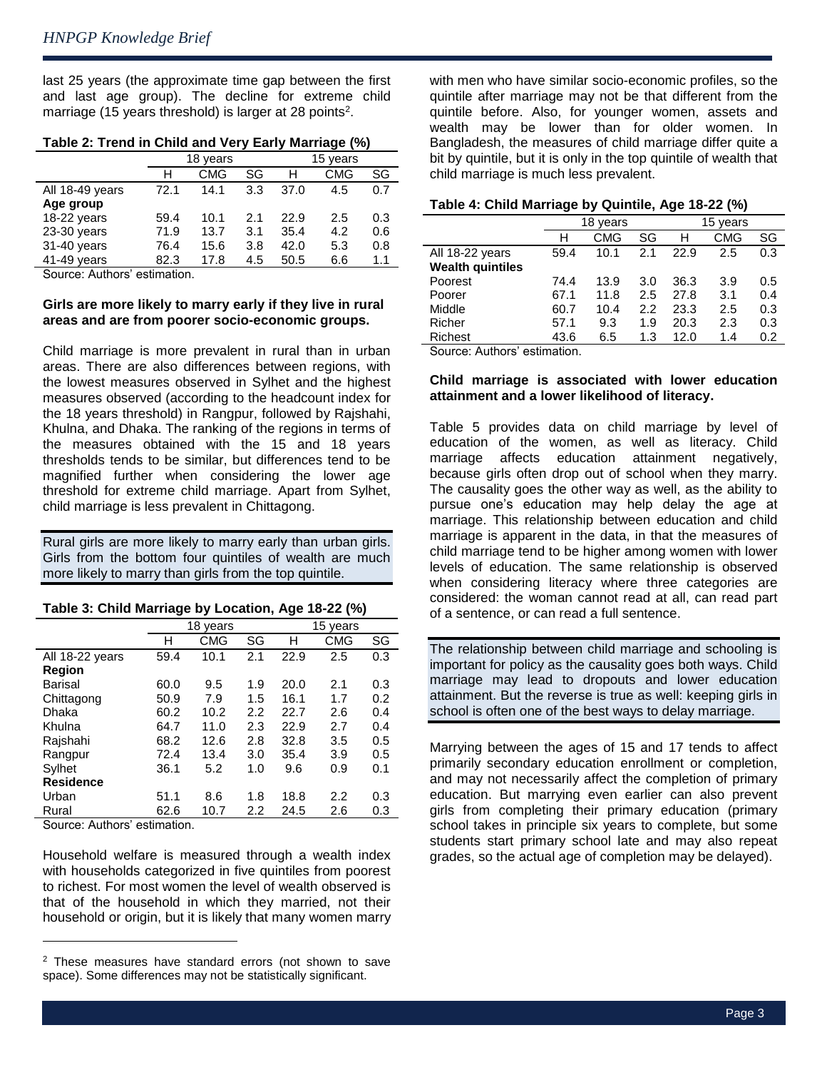last 25 years (the approximate time gap between the first and last age group). The decline for extreme child marriage (15 years threshold) is larger at 28 points[2].

**Table 2: Trend in Child and Very Early Marriage (%)**

| | 18 years | | | 15 years | | |
|---|---|---|---|---|---|---|
| | H | CMG | SG | H | CMG | SG |
| All 18-49 years | 72.1 | 14.1 | 3.3 | 37.0 | 4.5 | 0.7 |
| **Age group** | | | | | | |
| 18-22 years | 59.4 | 10.1 | 2.1 | 22.9 | 2.5 | 0.3 |
| 23-30 years | 71.9 | 13.7 | 3.1 | 35.4 | 4.2 | 0.6 |
| 31-40 years | 76.4 | 15.6 | 3.8 | 42.0 | 5.3 | 0.8 |
| 41-49 years | 82.3 | 17.8 | 4.5 | 50.5 | 6.6 | 1.1 |

Source: Authors' estimation.

**Girls are more likely to marry early if they live in rural areas and are from poorer socio-economic groups.**

Child marriage is more prevalent in rural than in urban areas. There are also differences between regions, with the lowest measures observed in Sylhet and the highest measures observed (according to the headcount index for the 18 years threshold) in Rangpur, followed by Rajshahi, Khulna, and Dhaka. The ranking of the regions in terms of the measures obtained with the 15 and 18 years thresholds tends to be similar, but differences tend to be magnified further when considering the lower age threshold for extreme child marriage. Apart from Sylhet, child marriage is less prevalent in Chittagong.

Rural girls are more likely to marry early than urban girls. Girls from the bottom four quintiles of wealth are much more likely to marry than girls from the top quintile.

**Table 3: Child Marriage by Location, Age 18-22 (%)**

| | 18 years | | | 15 years | | |
|---|---|---|---|---|---|---|
| | H | CMG | SG | H | CMG | SG |
| All 18-22 years | 59.4 | 10.1 | 2.1 | 22.9 | 2.5 | 0.3 |
| **Region** | | | | | | |
| Barisal | 60.0 | 9.5 | 1.9 | 20.0 | 2.1 | 0.3 |
| Chittagong | 50.9 | 7.9 | 1.5 | 16.1 | 1.7 | 0.2 |
| Dhaka | 60.2 | 10.2 | 2.2 | 22.7 | 2.6 | 0.4 |
| Khulna | 64.7 | 11.0 | 2.3 | 22.9 | 2.7 | 0.4 |
| Rajshahi | 68.2 | 12.6 | 2.8 | 32.8 | 3.5 | 0.5 |
| Rangpur | 72.4 | 13.4 | 3.0 | 35.4 | 3.9 | 0.5 |
| Sylhet | 36.1 | 5.2 | 1.0 | 9.6 | 0.9 | 0.1 |
| **Residence** | | | | | | |
| Urban | 51.1 | 8.6 | 1.8 | 18.8 | 2.2 | 0.3 |
| Rural | 62.6 | 10.7 | 2.2 | 24.5 | 2.6 | 0.3 |

Source: Authors' estimation.

Household welfare is measured through a wealth index with households categorized in five quintiles from poorest to richest. For most women the level of wealth observed is that of the household in which they married, not their household or origin, but it is likely that many women marry with men who have similar socio-economic profiles, so the quintile after marriage may not be that different from the quintile before. Also, for younger women, assets and wealth may be lower than for older women. In Bangladesh, the measures of child marriage differ quite a bit by quintile, but it is only in the top quintile of wealth that child marriage is much less prevalent.

**Table 4: Child Marriage by Quintile, Age 18-22 (%)**

| | 18 years | | | 15 years | | |
|---|---|---|---|---|---|---|
| | H | CMG | SG | H | CMG | SG |
| All 18-22 years | 59.4 | 10.1 | 2.1 | 22.9 | 2.5 | 0.3 |
| **Wealth quintiles** | | | | | | |
| Poorest | 74.4 | 13.9 | 3.0 | 36.3 | 3.9 | 0.5 |
| Poorer | 67.1 | 11.8 | 2.5 | 27.8 | 3.1 | 0.4 |
| Middle | 60.7 | 10.4 | 2.2 | 23.3 | 2.5 | 0.3 |
| Richer | 57.1 | 9.3 | 1.9 | 20.3 | 2.3 | 0.3 |
| Richest | 43.6 | 6.5 | 1.3 | 12.0 | 1.4 | 0.2 |

Source: Authors' estimation.

**Child marriage is associated with lower education attainment and a lower likelihood of literacy.**

Table 5 provides data on child marriage by level of education of the women, as well as literacy. Child marriage affects education attainment negatively, because girls often drop out of school when they marry. The causality goes the other way as well, as the ability to pursue one's education may help delay the age at marriage. This relationship between education and child marriage is apparent in the data, in that the measures of child marriage tend to be higher among women with lower levels of education. The same relationship is observed when considering literacy where three categories are considered: the woman cannot read at all, can read part of a sentence, or can read a full sentence.

The relationship between child marriage and schooling is important for policy as the causality goes both ways. Child marriage may lead to dropouts and lower education attainment. But the reverse is true as well: keeping girls in school is often one of the best ways to delay marriage.

Marrying between the ages of 15 and 17 tends to affect primarily secondary education enrollment or completion, and may not necessarily affect the completion of primary education. But marrying even earlier can also prevent girls from completing their primary education (primary school takes in principle six years to complete, but some students start primary school late and may also repeat grades, so the actual age of completion may be delayed).

[2] These measures have standard errors (not shown to save space). Some differences may not be statistically significant.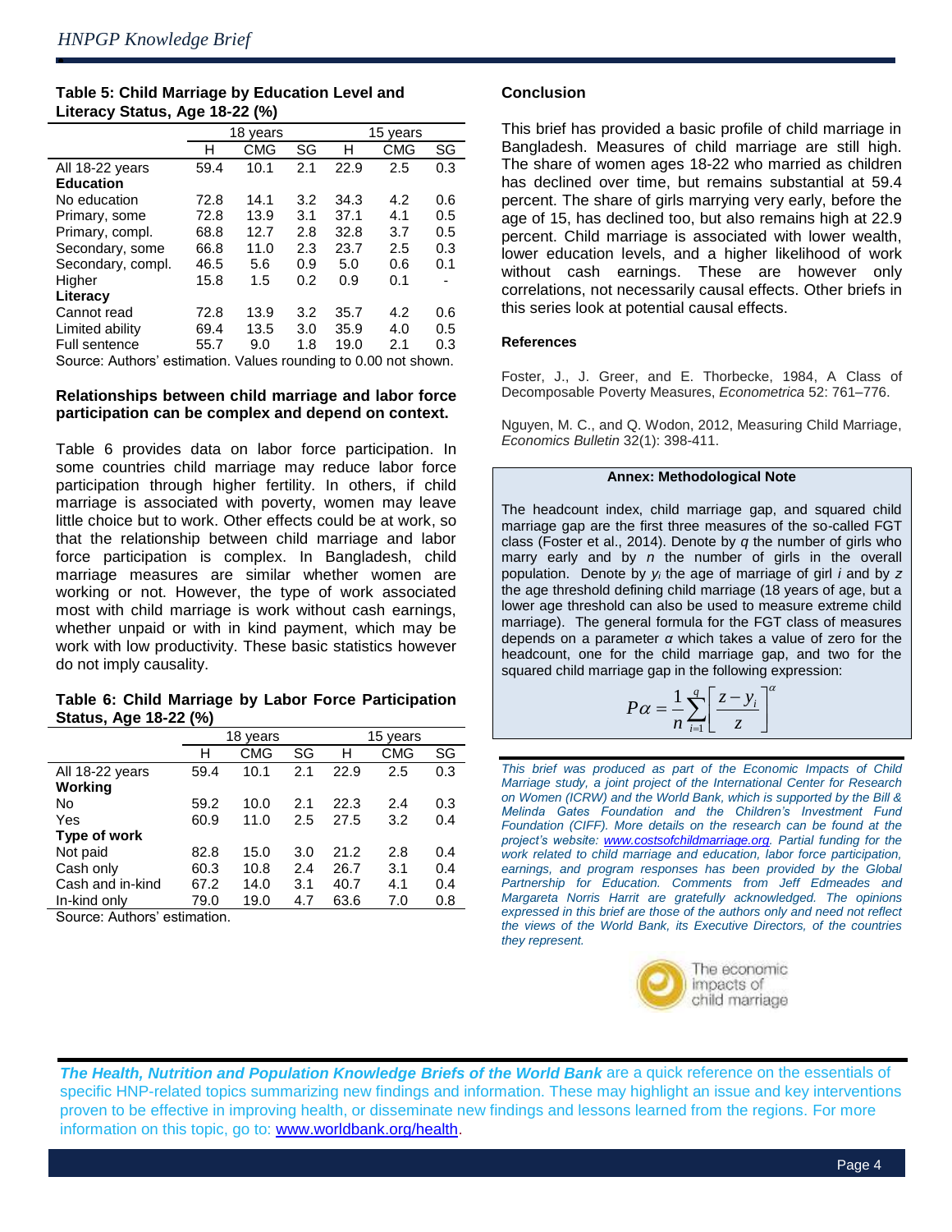**Table 5: Child Marriage by Education Level and Literacy Status, Age 18-22 (%)**

| | 18 years | | | 15 years | | |
|---|---|---|---|---|---|---|
| | H | CMG | SG | H | CMG | SG |
| All 18-22 years | 59.4 | 10.1 | 2.1 | 22.9 | 2.5 | 0.3 |
| **Education** | | | | | | |
| No education | 72.8 | 14.1 | 3.2 | 34.3 | 4.2 | 0.6 |
| Primary, some | 72.8 | 13.9 | 3.1 | 37.1 | 4.1 | 0.5 |
| Primary, compl. | 68.8 | 12.7 | 2.8 | 32.8 | 3.7 | 0.5 |
| Secondary, some | 66.8 | 11.0 | 2.3 | 23.7 | 2.5 | 0.3 |
| Secondary, compl. | 46.5 | 5.6 | 0.9 | 5.0 | 0.6 | 0.1 |
| Higher | 15.8 | 1.5 | 0.2 | 0.9 | 0.1 | - |
| **Literacy** | | | | | | |
| Cannot read | 72.8 | 13.9 | 3.2 | 35.7 | 4.2 | 0.6 |
| Limited ability | 69.4 | 13.5 | 3.0 | 35.9 | 4.0 | 0.5 |
| Full sentence | 55.7 | 9.0 | 1.8 | 19.0 | 2.1 | 0.3 |

Source: Authors' estimation. Values rounding to 0.00 not shown.

**Relationships between child marriage and labor force participation can be complex and depend on context.**

Table 6 provides data on labor force participation. In some countries child marriage may reduce labor force participation through higher fertility. In others, if child marriage is associated with poverty, women may leave little choice but to work. Other effects could be at work, so that the relationship between child marriage and labor force participation is complex. In Bangladesh, child marriage measures are similar whether women are working or not. However, the type of work associated most with child marriage is work without cash earnings, whether unpaid or with in kind payment, which may be work with low productivity. These basic statistics however do not imply causality.

**Table 6: Child Marriage by Labor Force Participation Status, Age 18-22 (%)**

| | 18 years | | | 15 years | | |
|---|---|---|---|---|---|---|
| | H | CMG | SG | H | CMG | SG |
| All 18-22 years | 59.4 | 10.1 | 2.1 | 22.9 | 2.5 | 0.3 |
| **Working** | | | | | | |
| No | 59.2 | 10.0 | 2.1 | 22.3 | 2.4 | 0.3 |
| Yes | 60.9 | 11.0 | 2.5 | 27.5 | 3.2 | 0.4 |
| **Type of work** | | | | | | |
| Not paid | 82.8 | 15.0 | 3.0 | 21.2 | 2.8 | 0.4 |
| Cash only | 60.3 | 10.8 | 2.4 | 26.7 | 3.1 | 0.4 |
| Cash and in-kind | 67.2 | 14.0 | 3.1 | 40.7 | 4.1 | 0.4 |
| In-kind only | 79.0 | 19.0 | 4.7 | 63.6 | 7.0 | 0.8 |

Source: Authors' estimation.

## Conclusion

This brief has provided a basic profile of child marriage in Bangladesh. Measures of child marriage are still high. The share of women ages 18-22 who married as children has declined over time, but remains substantial at 59.4 percent. The share of girls marrying very early, before the age of 15, has declined too, but also remains high at 22.9 percent. Child marriage is associated with lower wealth, lower education levels, and a higher likelihood of work without cash earnings. These are however only correlations, not necessarily causal effects. Other briefs in this series look at potential causal effects.

### References

Foster, J., J. Greer, and E. Thorbecke, 1984, A Class of Decomposable Poverty Measures, *Econometrica* 52: 761–776.

Nguyen, M. C., and Q. Wodon, 2012, Measuring Child Marriage, *Economics Bulletin* 32(1): 398-411.

**Annex: Methodological Note**

The headcount index, child marriage gap, and squared child marriage gap are the first three measures of the so-called FGT class (Foster et al., 2014). Denote by $q$ the number of girls who marry early and by $n$ the number of girls in the overall population. Denote by $y_i$ the age of marriage of girl $i$ and by $z$ the age threshold defining child marriage (18 years of age, but a lower age threshold can also be used to measure extreme child marriage). The general formula for the FGT class of measures depends on a parameter $\alpha$ which takes a value of zero for the headcount, one for the child marriage gap, and two for the squared child marriage gap in the following expression:

$$P\alpha = \frac{1}{n}\sum_{i=1}^{q}\left[\frac{z - y_i}{z}\right]^{\alpha}$$

*This brief was produced as part of the Economic Impacts of Child Marriage study, a joint project of the International Center for Research on Women (ICRW) and the World Bank, which is supported by the Bill & Melinda Gates Foundation and the Children's Investment Fund Foundation (CIFF). More details on the research can be found at the project's website: www.costsofchildmarriage.org. Partial funding for the work related to child marriage and education, labor force participation, earnings, and program responses has been provided by the Global Partnership for Education. Comments from Jeff Edmeades and Margareta Norris Harrit are gratefully acknowledged. The opinions expressed in this brief are those of the authors only and need not reflect the views of the World Bank, its Executive Directors, of the countries they represent.*

The economic impacts of child marriage

***The Health, Nutrition and Population Knowledge Briefs of the World Bank*** are a quick reference on the essentials of specific HNP-related topics summarizing new findings and information. These may highlight an issue and key interventions proven to be effective in improving health, or disseminate new findings and lessons learned from the regions. For more information on this topic, go to: www.worldbank.org/health.